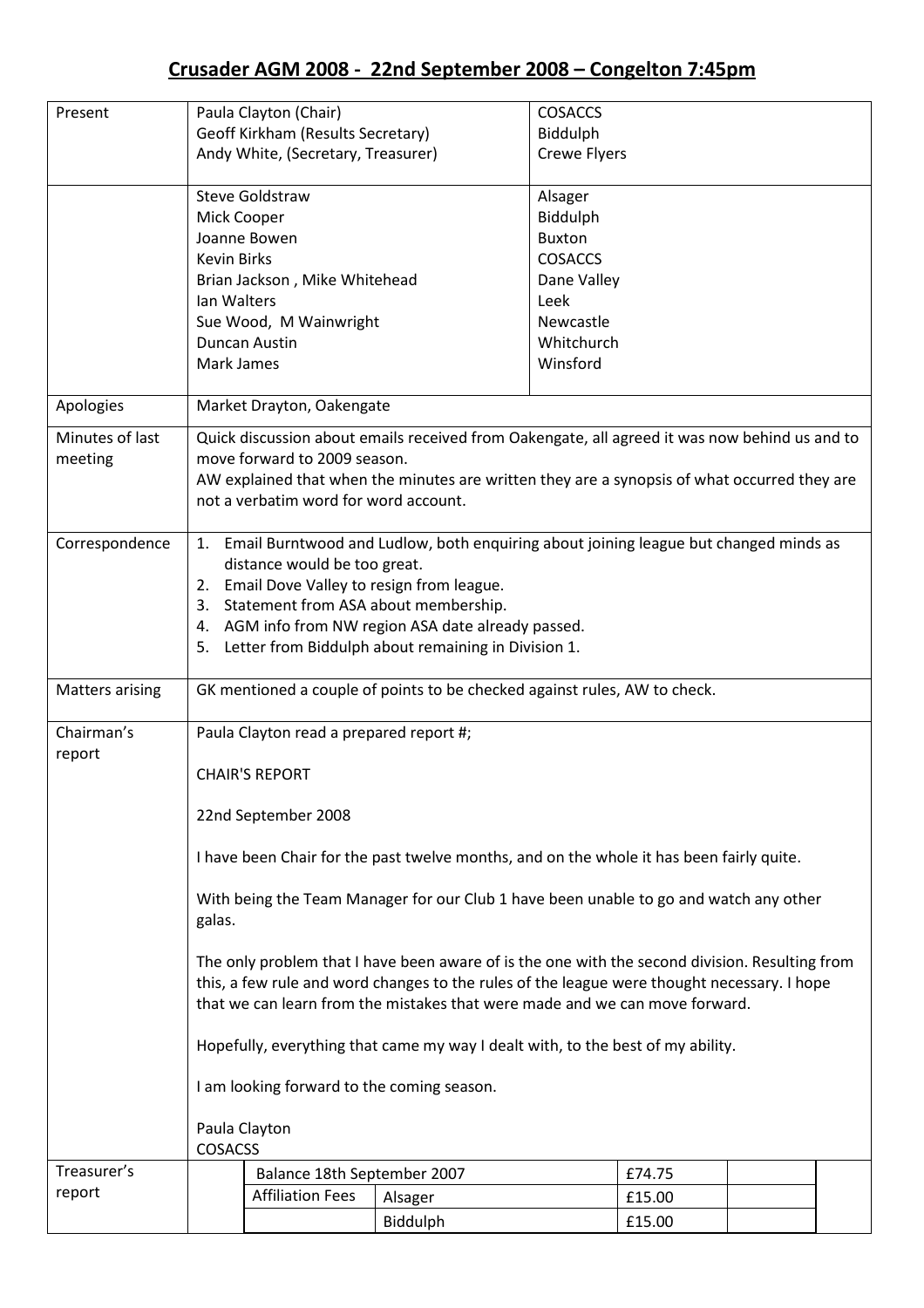# Crusader AGM 2008 - 22nd September 2008 – Congelton 7:45pm

| | | |
|---|---|---|
| Present | Paula Clayton (Chair)<br>Geoff Kirkham (Results Secretary)<br>Andy White, (Secretary, Treasurer) | COSACCS<br>Biddulph<br>Crewe Flyers |
| | Steve Goldstraw<br>Mick Cooper<br>Joanne Bowen<br>Kevin Birks<br>Brian Jackson , Mike Whitehead<br>Ian Walters<br>Sue Wood, M Wainwright<br>Duncan Austin<br>Mark James | Alsager<br>Biddulph<br>Buxton<br>COSACCS<br>Dane Valley<br>Leek<br>Newcastle<br>Whitchurch<br>Winsford |
| Apologies | Market Drayton, Oakengate | |
| Minutes of last meeting | Quick discussion about emails received from Oakengate, all agreed it was now behind us and to move forward to 2009 season.<br>AW explained that when the minutes are written they are a synopsis of what occurred they are not a verbatim word for word account. | |
| Correspondence | 1. Email Burntwood and Ludlow, both enquiring about joining league but changed minds as distance would be too great.<br>2. Email Dove Valley to resign from league.<br>3. Statement from ASA about membership.<br>4. AGM info from NW region ASA date already passed.<br>5. Letter from Biddulph about remaining in Division 1. | |
| Matters arising | GK mentioned a couple of points to be checked against rules, AW to check. | |
| Chairman's report | Paula Clayton read a prepared report #;<br><br>CHAIR'S REPORT<br><br>22nd September 2008<br><br>I have been Chair for the past twelve months, and on the whole it has been fairly quite.<br><br>With being the Team Manager for our Club 1 have been unable to go and watch any other galas.<br><br>The only problem that I have been aware of is the one with the second division. Resulting from this, a few rule and word changes to the rules of the league were thought necessary. I hope that we can learn from the mistakes that were made and we can move forward.<br><br>Hopefully, everything that came my way I dealt with, to the best of my ability.<br><br>I am looking forward to the coming season.<br><br>Paula Clayton<br>COSACSS | |

**Treasurer's report**

| | | | |
|---|---|---|---|
| Balance 18th September 2007 | | £74.75 | |
| Affiliation Fees | Alsager | £15.00 | |
| | Biddulph | £15.00 | |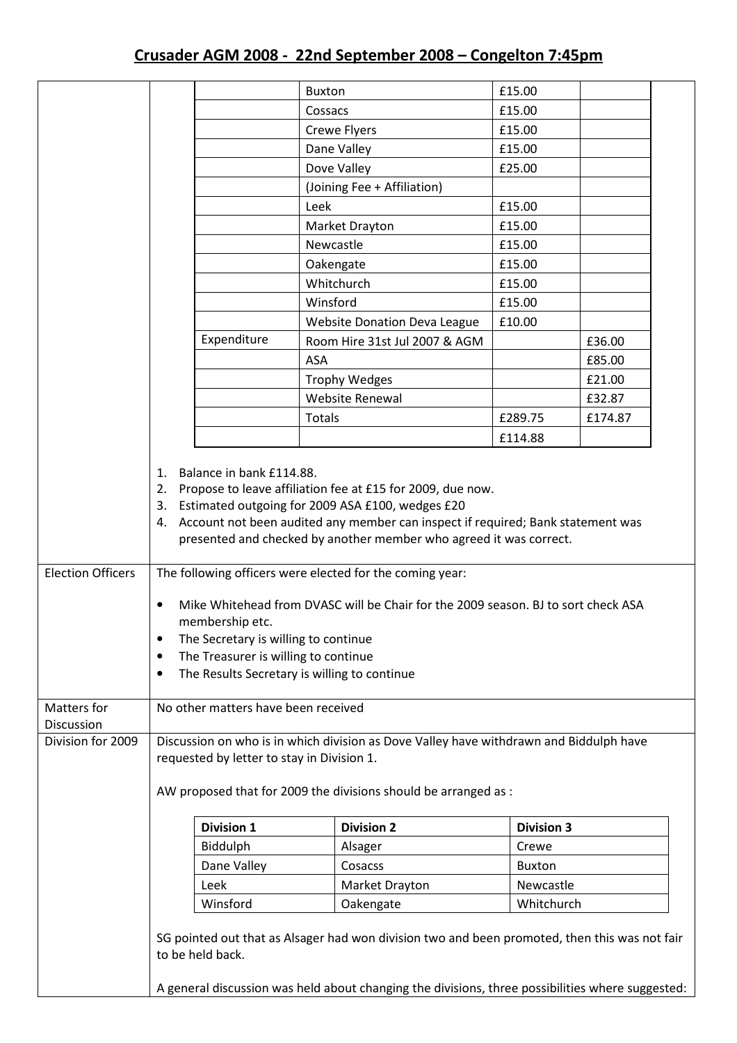## Crusader AGM 2008 - 22nd September 2008 – Congelton 7:45pm

| | | | | |
|---|---|---|---|---|
| | | Buxton | £15.00 | |
| | | Cossacs | £15.00 | |
| | | Crewe Flyers | £15.00 | |
| | | Dane Valley | £15.00 | |
| | | Dove Valley | £25.00 | |
| | | (Joining Fee + Affiliation) | | |
| | | Leek | £15.00 | |
| | | Market Drayton | £15.00 | |
| | | Newcastle | £15.00 | |
| | | Oakengate | £15.00 | |
| | | Whitchurch | £15.00 | |
| | | Winsford | £15.00 | |
| | | Website Donation Deva League | £10.00 | |
| | Expenditure | Room Hire 31st Jul 2007 & AGM | | £36.00 |
| | | ASA | | £85.00 |
| | | Trophy Wedges | | £21.00 |
| | | Website Renewal | | £32.87 |
| | | Totals | £289.75 | £174.87 |
| | | | £114.88 | |

1. Balance in bank £114.88.
2. Propose to leave affiliation fee at £15 for 2009, due now.
3. Estimated outgoing for 2009 ASA £100, wedges £20
4. Account not been audited any member can inspect if required; Bank statement was presented and checked by another member who agreed it was correct.

**Election Officers**

The following officers were elected for the coming year:

- Mike Whitehead from DVASC will be Chair for the 2009 season. BJ to sort check ASA membership etc.
- The Secretary is willing to continue
- The Treasurer is willing to continue
- The Results Secretary is willing to continue

**Matters for Discussion**

No other matters have been received

**Division for 2009**

Discussion on who is in which division as Dove Valley have withdrawn and Biddulph have requested by letter to stay in Division 1.

AW proposed that for 2009 the divisions should be arranged as :

| Division 1 | Division 2 | Division 3 |
|---|---|---|
| Biddulph | Alsager | Crewe |
| Dane Valley | Cosacss | Buxton |
| Leek | Market Drayton | Newcastle |
| Winsford | Oakengate | Whitchurch |

SG pointed out that as Alsager had won division two and been promoted, then this was not fair to be held back.

A general discussion was held about changing the divisions, three possibilities where suggested: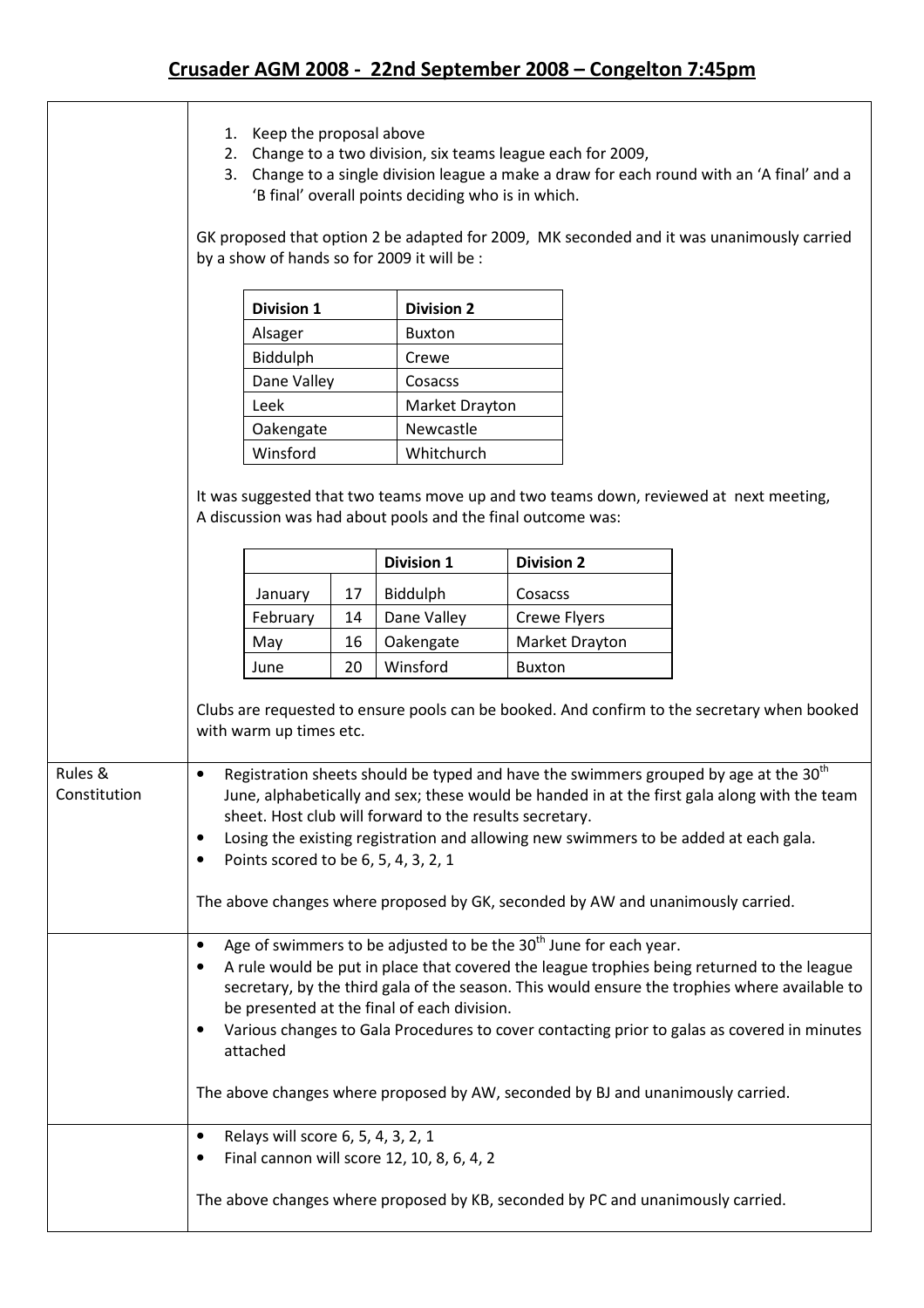## Crusader AGM 2008 - 22nd September 2008 – Congelton 7:45pm

1. Keep the proposal above
2. Change to a two division, six teams league each for 2009,
3. Change to a single division league a make a draw for each round with an 'A final' and a 'B final' overall points deciding who is in which.

GK proposed that option 2 be adapted for 2009, MK seconded and it was unanimously carried by a show of hands so for 2009 it will be :

| Division 1 | Division 2 |
|---|---|
| Alsager | Buxton |
| Biddulph | Crewe |
| Dane Valley | Cosacss |
| Leek | Market Drayton |
| Oakengate | Newcastle |
| Winsford | Whitchurch |

It was suggested that two teams move up and two teams down, reviewed at next meeting, A discussion was had about pools and the final outcome was:

| | | Division 1 | Division 2 |
|---|---|---|---|
| January | 17 | Biddulph | Cosacss |
| February | 14 | Dane Valley | Crewe Flyers |
| May | 16 | Oakengate | Market Drayton |
| June | 20 | Winsford | Buxton |

Clubs are requested to ensure pools can be booked. And confirm to the secretary when booked with warm up times etc.

**Rules & Constitution**

- Registration sheets should be typed and have the swimmers grouped by age at the 30th June, alphabetically and sex; these would be handed in at the first gala along with the team sheet. Host club will forward to the results secretary.
- Losing the existing registration and allowing new swimmers to be added at each gala.
- Points scored to be 6, 5, 4, 3, 2, 1

The above changes where proposed by GK, seconded by AW and unanimously carried.

- Age of swimmers to be adjusted to be the 30th June for each year.
- A rule would be put in place that covered the league trophies being returned to the league secretary, by the third gala of the season. This would ensure the trophies where available to be presented at the final of each division.
- Various changes to Gala Procedures to cover contacting prior to galas as covered in minutes attached

The above changes where proposed by AW, seconded by BJ and unanimously carried.

- Relays will score 6, 5, 4, 3, 2, 1
- Final cannon will score 12, 10, 8, 6, 4, 2

The above changes where proposed by KB, seconded by PC and unanimously carried.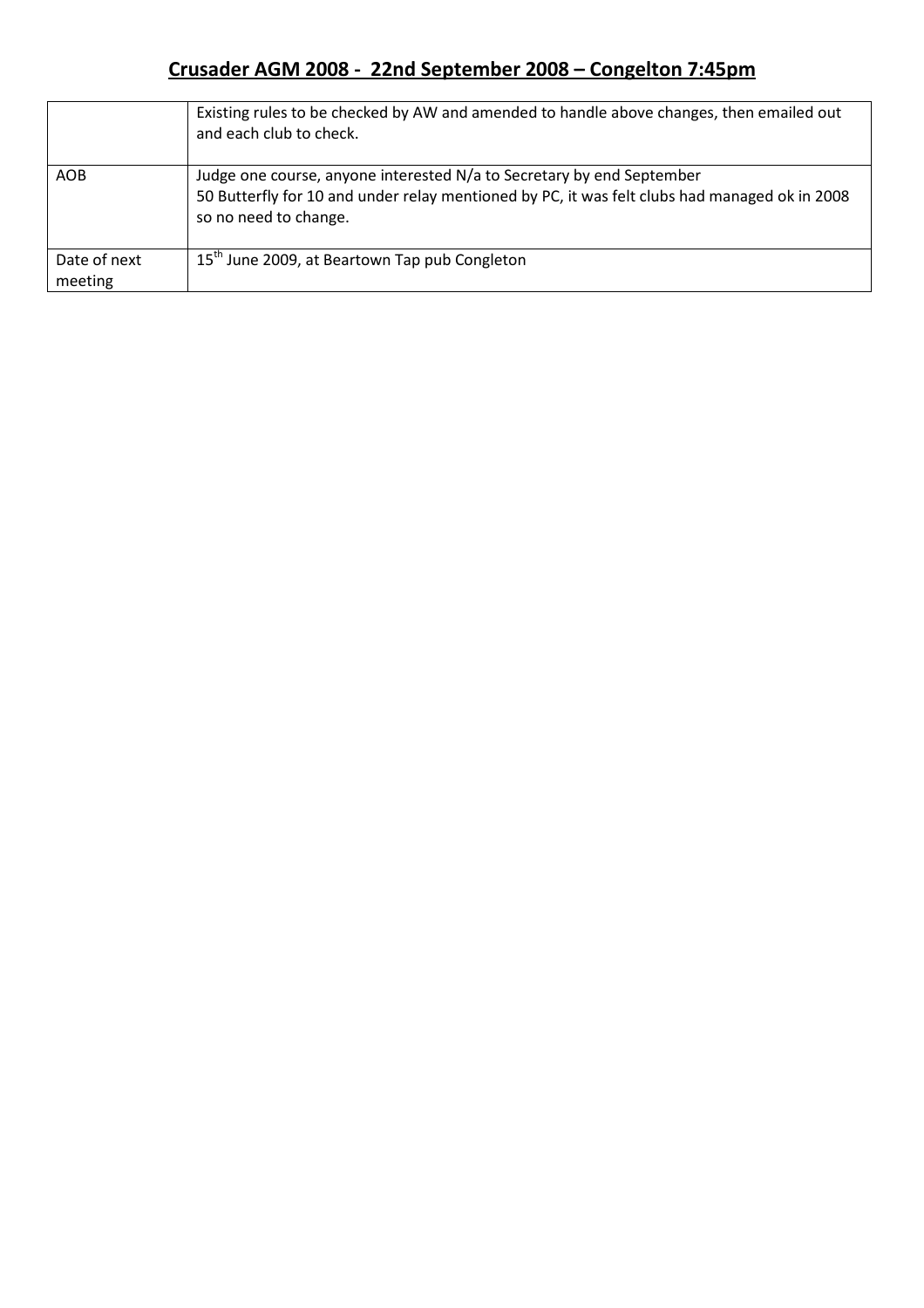| | |
|---|---|
| | Existing rules to be checked by AW and amended to handle above changes, then emailed out and each club to check. |
| AOB | Judge one course, anyone interested N/a to Secretary by end September<br>50 Butterfly for 10 and under relay mentioned by PC, it was felt clubs had managed ok in 2008 so no need to change. |
| Date of next meeting | 15th June 2009, at Beartown Tap pub Congleton |